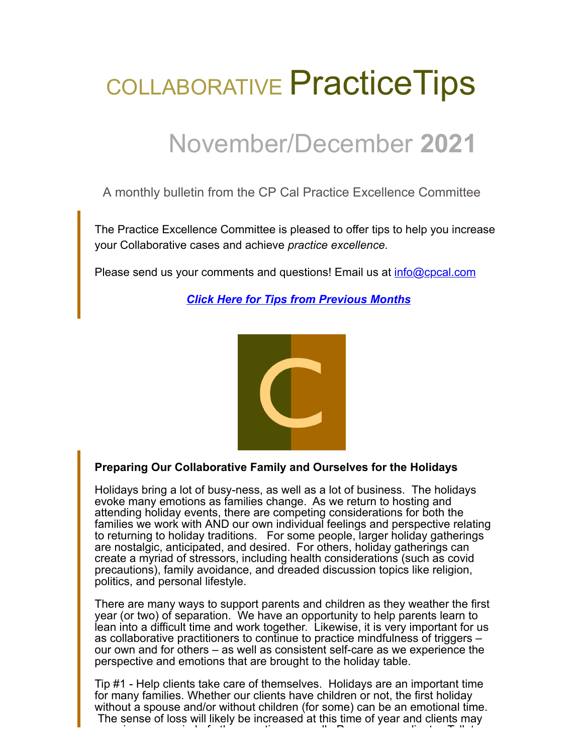# COLLABORATIVE PracticeTips

## November/December **2021**

A monthly bulletin from the CP Cal Practice Excellence Committee

The Practice Excellence Committee is pleased to offer tips to help you increase your Collaborative cases and achieve *practice excellence.*

Please send us your comments and questions! Email us at info@cpcal.com

***Click Here for Tips from Previous Months***

**Preparing Our Collaborative Family and Ourselves for the Holidays**

Holidays bring a lot of busy-ness, as well as a lot of business. The holidays evoke many emotions as families change. As we return to hosting and attending holiday events, there are competing considerations for both the families we work with AND our own individual feelings and perspective relating to returning to holiday traditions. For some people, larger holiday gatherings are nostalgic, anticipated, and desired. For others, holiday gatherings can create a myriad of stressors, including health considerations (such as covid precautions), family avoidance, and dreaded discussion topics like religion, politics, and personal lifestyle.

There are many ways to support parents and children as they weather the first year (or two) of separation. We have an opportunity to help parents learn to lean into a difficult time and work together. Likewise, it is very important for us as collaborative practitioners to continue to practice mindfulness of triggers – our own and for others – as well as consistent self-care as we experience the perspective and emotions that are brought to the holiday table.

Tip #1 - Help clients take care of themselves. Holidays are an important time for many families. Whether our clients have children or not, the first holiday without a spouse and/or without children (for some) can be an emotional time. The sense of loss will likely be increased at this time of year and clients may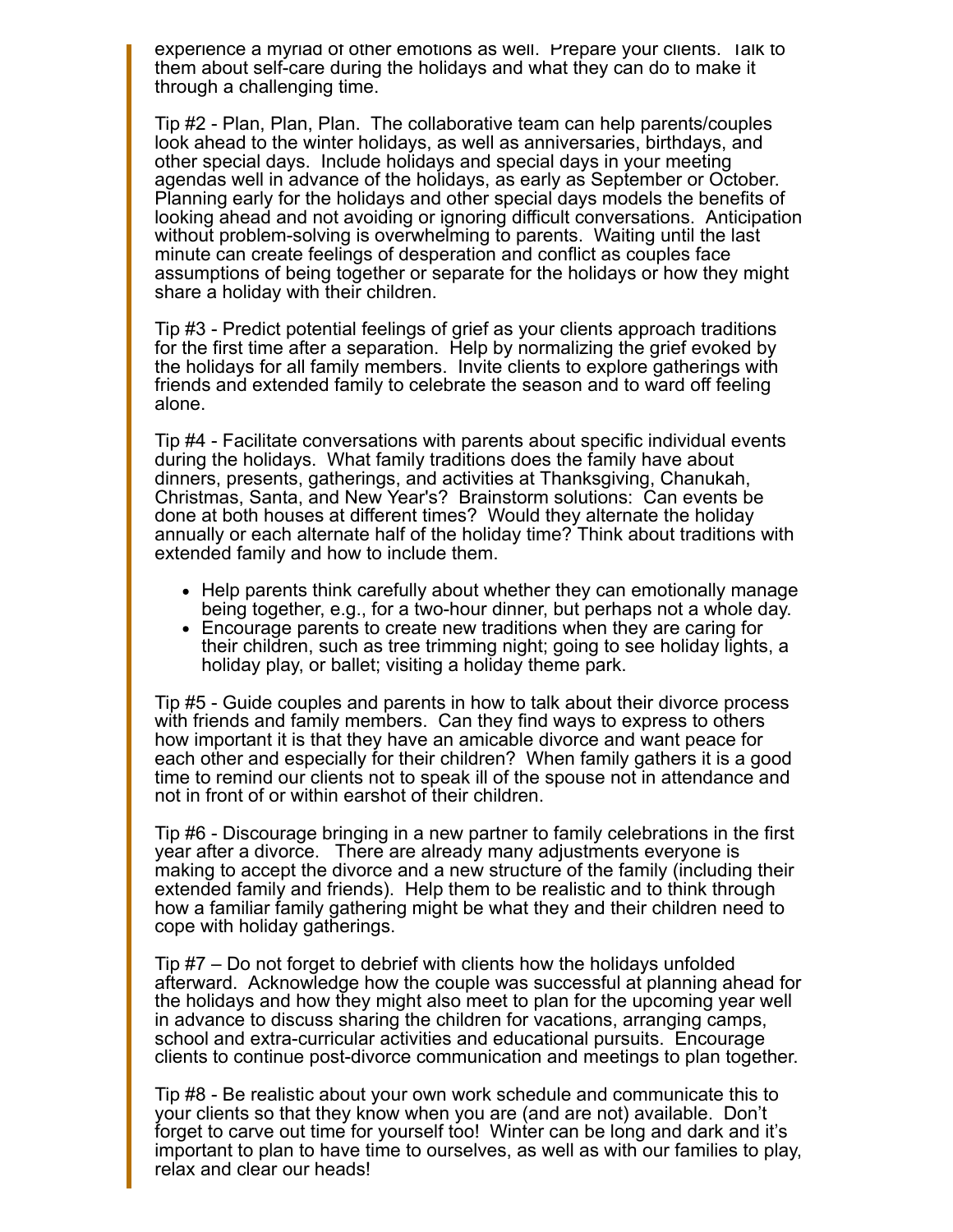experience a myriad of other emotions as well. Prepare your clients. Talk to them about self-care during the holidays and what they can do to make it through a challenging time.

Tip #2 - Plan, Plan, Plan. The collaborative team can help parents/couples look ahead to the winter holidays, as well as anniversaries, birthdays, and other special days. Include holidays and special days in your meeting agendas well in advance of the holidays, as early as September or October. Planning early for the holidays and other special days models the benefits of looking ahead and not avoiding or ignoring difficult conversations. Anticipation without problem-solving is overwhelming to parents. Waiting until the last minute can create feelings of desperation and conflict as couples face assumptions of being together or separate for the holidays or how they might share a holiday with their children.

Tip #3 - Predict potential feelings of grief as your clients approach traditions for the first time after a separation. Help by normalizing the grief evoked by the holidays for all family members. Invite clients to explore gatherings with friends and extended family to celebrate the season and to ward off feeling alone.

Tip #4 - Facilitate conversations with parents about specific individual events during the holidays. What family traditions does the family have about dinners, presents, gatherings, and activities at Thanksgiving, Chanukah, Christmas, Santa, and New Year's? Brainstorm solutions: Can events be done at both houses at different times? Would they alternate the holiday annually or each alternate half of the holiday time? Think about traditions with extended family and how to include them.

- Help parents think carefully about whether they can emotionally manage being together, e.g., for a two-hour dinner, but perhaps not a whole day.
- Encourage parents to create new traditions when they are caring for their children, such as tree trimming night; going to see holiday lights, a holiday play, or ballet; visiting a holiday theme park.

Tip #5 - Guide couples and parents in how to talk about their divorce process with friends and family members. Can they find ways to express to others how important it is that they have an amicable divorce and want peace for each other and especially for their children? When family gathers it is a good time to remind our clients not to speak ill of the spouse not in attendance and not in front of or within earshot of their children.

Tip #6 - Discourage bringing in a new partner to family celebrations in the first year after a divorce. There are already many adjustments everyone is making to accept the divorce and a new structure of the family (including their extended family and friends). Help them to be realistic and to think through how a familiar family gathering might be what they and their children need to cope with holiday gatherings.

Tip #7 – Do not forget to debrief with clients how the holidays unfolded afterward. Acknowledge how the couple was successful at planning ahead for the holidays and how they might also meet to plan for the upcoming year well in advance to discuss sharing the children for vacations, arranging camps, school and extra-curricular activities and educational pursuits. Encourage clients to continue post-divorce communication and meetings to plan together.

Tip #8 - Be realistic about your own work schedule and communicate this to your clients so that they know when you are (and are not) available. Don't forget to carve out time for yourself too! Winter can be long and dark and it's important to plan to have time to ourselves, as well as with our families to play, relax and clear our heads!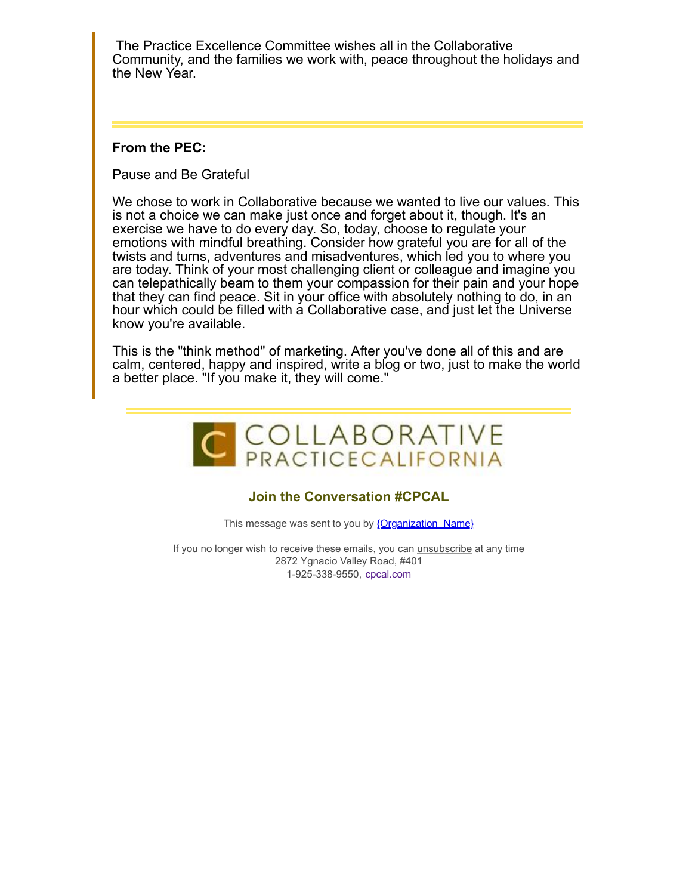The Practice Excellence Committee wishes all in the Collaborative Community, and the families we work with, peace throughout the holidays and the New Year.

---

**From the PEC:**

Pause and Be Grateful

We chose to work in Collaborative because we wanted to live our values. This is not a choice we can make just once and forget about it, though. It's an exercise we have to do every day. So, today, choose to regulate your emotions with mindful breathing. Consider how grateful you are for all of the twists and turns, adventures and misadventures, which led you to where you are today. Think of your most challenging client or colleague and imagine you can telepathically beam to them your compassion for their pain and your hope that they can find peace. Sit in your office with absolutely nothing to do, in an hour which could be filled with a Collaborative case, and just let the Universe know you're available.

This is the "think method" of marketing. After you've done all of this and are calm, centered, happy and inspired, write a blog or two, just to make the world a better place. "If you make it, they will come."

---

COLLABORATIVE PRACTICECALIFORNIA

**Join the Conversation #CPCAL**

This message was sent to you by {Organization_Name}

If you no longer wish to receive these emails, you can unsubscribe at any time
2872 Ygnacio Valley Road, #401
1-925-338-9550, cpcal.com